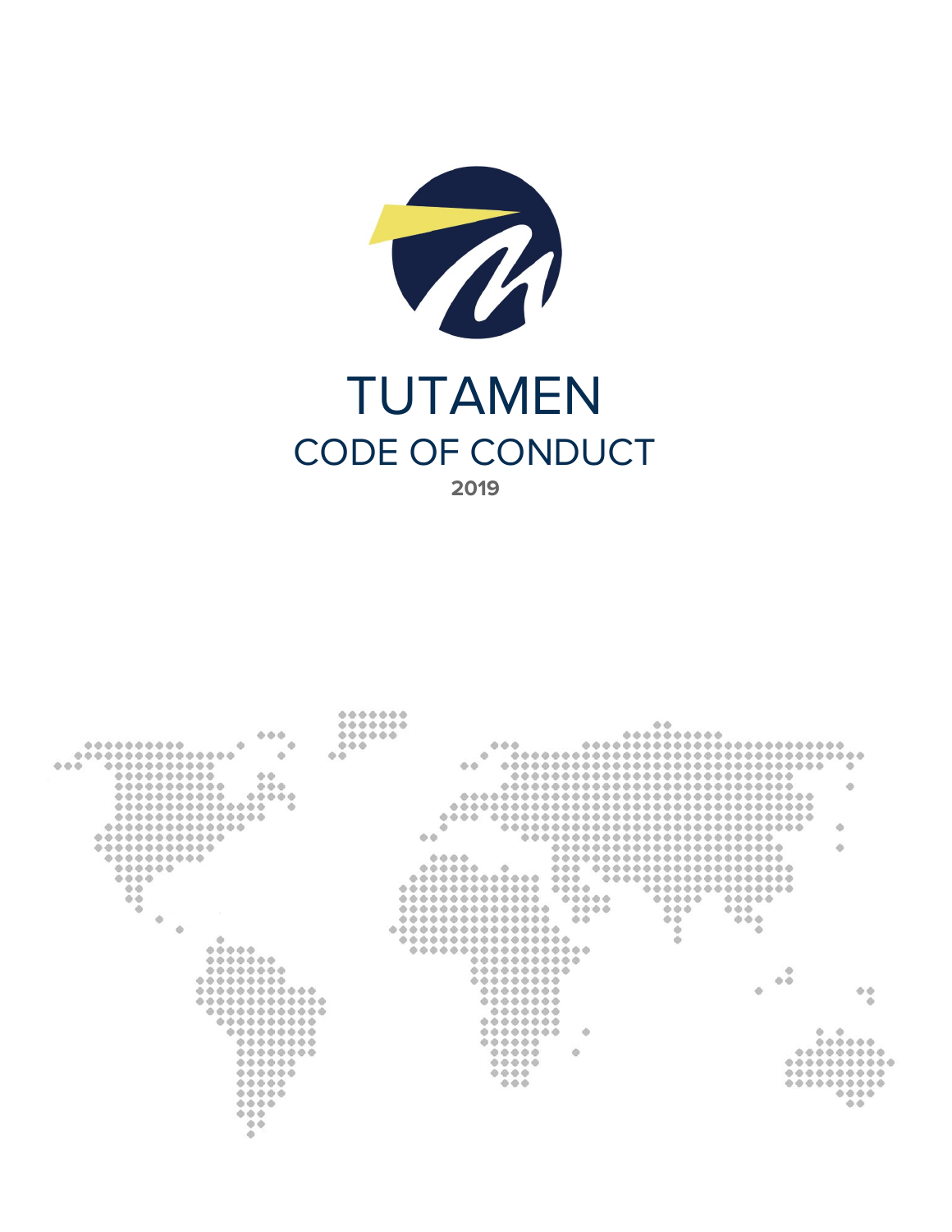# TUTAMEN

## CODE OF CONDUCT

2019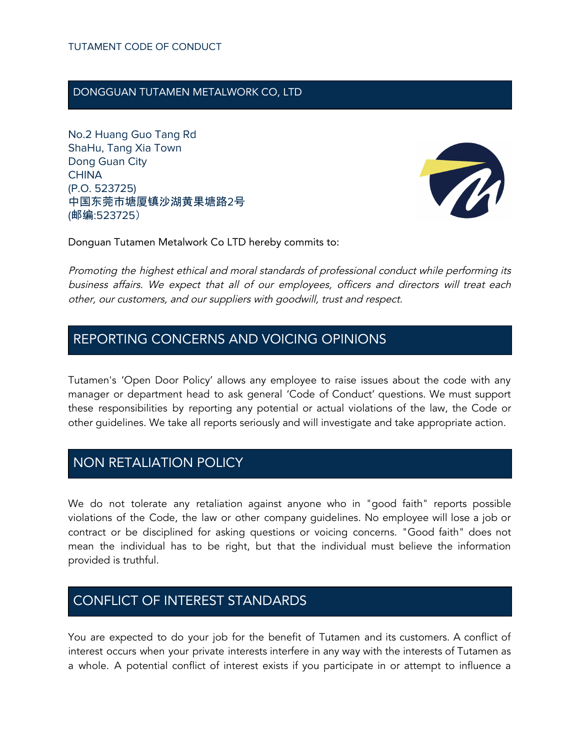## DONGGUAN TUTAMEN METALWORK CO, LTD

No.2 Huang Guo Tang Rd
ShaHu, Tang Xia Town
Dong Guan City
CHINA
(P.O. 523725)
中国东莞市塘厦镇沙湖黄果塘路2号
(邮编:523725）

Donguan Tutamen Metalwork Co LTD hereby commits to:

*Promoting the highest ethical and moral standards of professional conduct while performing its business affairs. We expect that all of our employees, officers and directors will treat each other, our customers, and our suppliers with goodwill, trust and respect.*

## REPORTING CONCERNS AND VOICING OPINIONS

Tutamen's 'Open Door Policy' allows any employee to raise issues about the code with any manager or department head to ask general 'Code of Conduct' questions. We must support these responsibilities by reporting any potential or actual violations of the law, the Code or other guidelines. We take all reports seriously and will investigate and take appropriate action.

## NON RETALIATION POLICY

We do not tolerate any retaliation against anyone who in "good faith" reports possible violations of the Code, the law or other company guidelines. No employee will lose a job or contract or be disciplined for asking questions or voicing concerns. "Good faith" does not mean the individual has to be right, but that the individual must believe the information provided is truthful.

## CONFLICT OF INTEREST STANDARDS

You are expected to do your job for the benefit of Tutamen and its customers. A conflict of interest occurs when your private interests interfere in any way with the interests of Tutamen as a whole. A potential conflict of interest exists if you participate in or attempt to influence a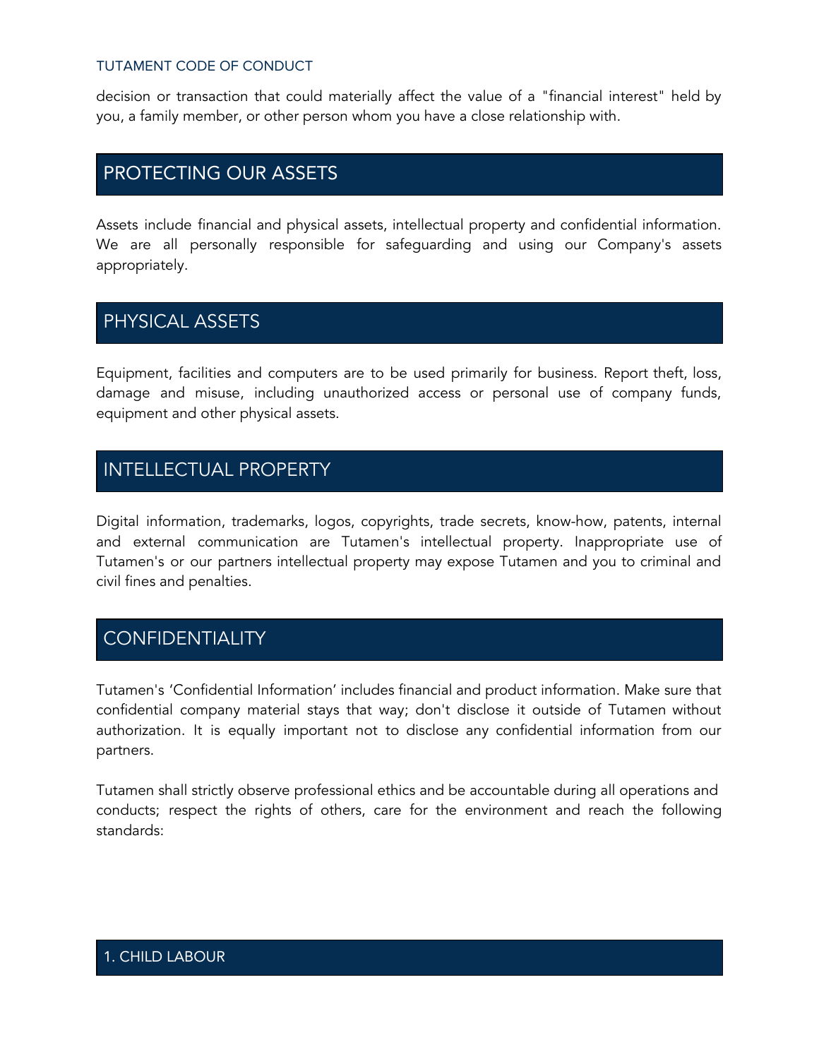decision or transaction that could materially affect the value of a "financial interest" held by you, a family member, or other person whom you have a close relationship with.

## PROTECTING OUR ASSETS

Assets include financial and physical assets, intellectual property and confidential information. We are all personally responsible for safeguarding and using our Company's assets appropriately.

## PHYSICAL ASSETS

Equipment, facilities and computers are to be used primarily for business. Report theft, loss, damage and misuse, including unauthorized access or personal use of company funds, equipment and other physical assets.

## INTELLECTUAL PROPERTY

Digital information, trademarks, logos, copyrights, trade secrets, know-how, patents, internal and external communication are Tutamen's intellectual property. Inappropriate use of Tutamen's or our partners intellectual property may expose Tutamen and you to criminal and civil fines and penalties.

## CONFIDENTIALITY

Tutamen's 'Confidential Information' includes financial and product information. Make sure that confidential company material stays that way; don't disclose it outside of Tutamen without authorization. It is equally important not to disclose any confidential information from our partners.

Tutamen shall strictly observe professional ethics and be accountable during all operations and conducts; respect the rights of others, care for the environment and reach the following standards:

### 1. CHILD LABOUR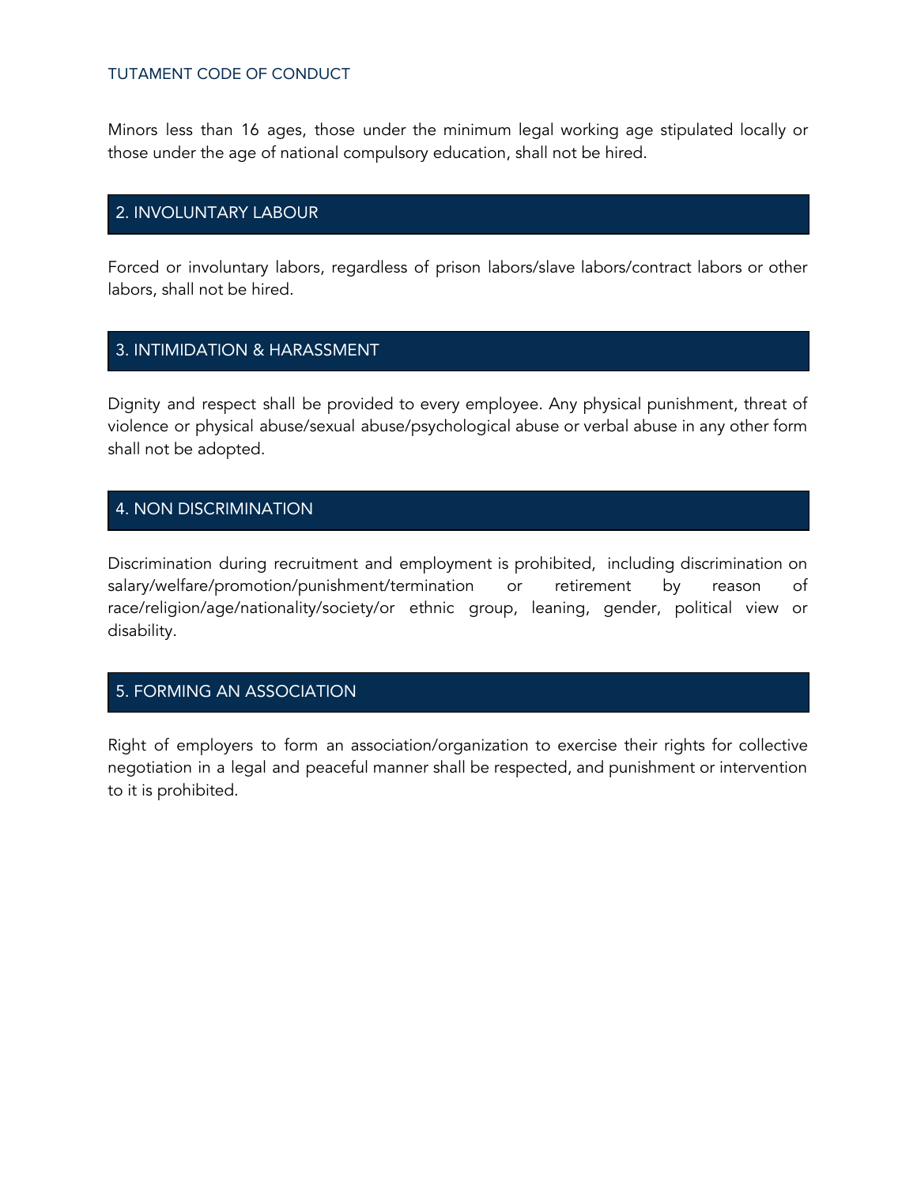Minors less than 16 ages, those under the minimum legal working age stipulated locally or those under the age of national compulsory education, shall not be hired.

## 2. INVOLUNTARY LABOUR

Forced or involuntary labors, regardless of prison labors/slave labors/contract labors or other labors, shall not be hired.

## 3. INTIMIDATION & HARASSMENT

Dignity and respect shall be provided to every employee. Any physical punishment, threat of violence or physical abuse/sexual abuse/psychological abuse or verbal abuse in any other form shall not be adopted.

## 4. NON DISCRIMINATION

Discrimination during recruitment and employment is prohibited, including discrimination on salary/welfare/promotion/punishment/termination or retirement by reason of race/religion/age/nationality/society/or ethnic group, leaning, gender, political view or disability.

## 5. FORMING AN ASSOCIATION

Right of employers to form an association/organization to exercise their rights for collective negotiation in a legal and peaceful manner shall be respected, and punishment or intervention to it is prohibited.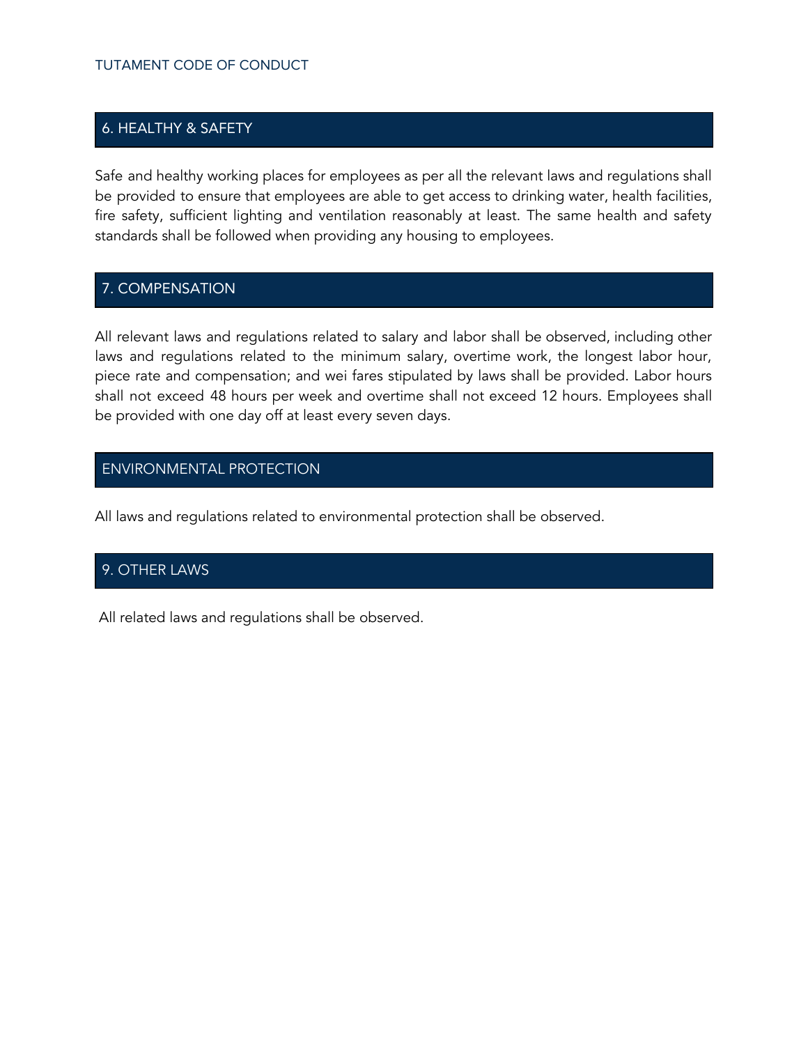## 6. HEALTHY & SAFETY

Safe and healthy working places for employees as per all the relevant laws and regulations shall be provided to ensure that employees are able to get access to drinking water, health facilities, fire safety, sufficient lighting and ventilation reasonably at least. The same health and safety standards shall be followed when providing any housing to employees.

## 7. COMPENSATION

All relevant laws and regulations related to salary and labor shall be observed, including other laws and regulations related to the minimum salary, overtime work, the longest labor hour, piece rate and compensation; and wei fares stipulated by laws shall be provided. Labor hours shall not exceed 48 hours per week and overtime shall not exceed 12 hours. Employees shall be provided with one day off at least every seven days.

## ENVIRONMENTAL PROTECTION

All laws and regulations related to environmental protection shall be observed.

## 9. OTHER LAWS

All related laws and regulations shall be observed.